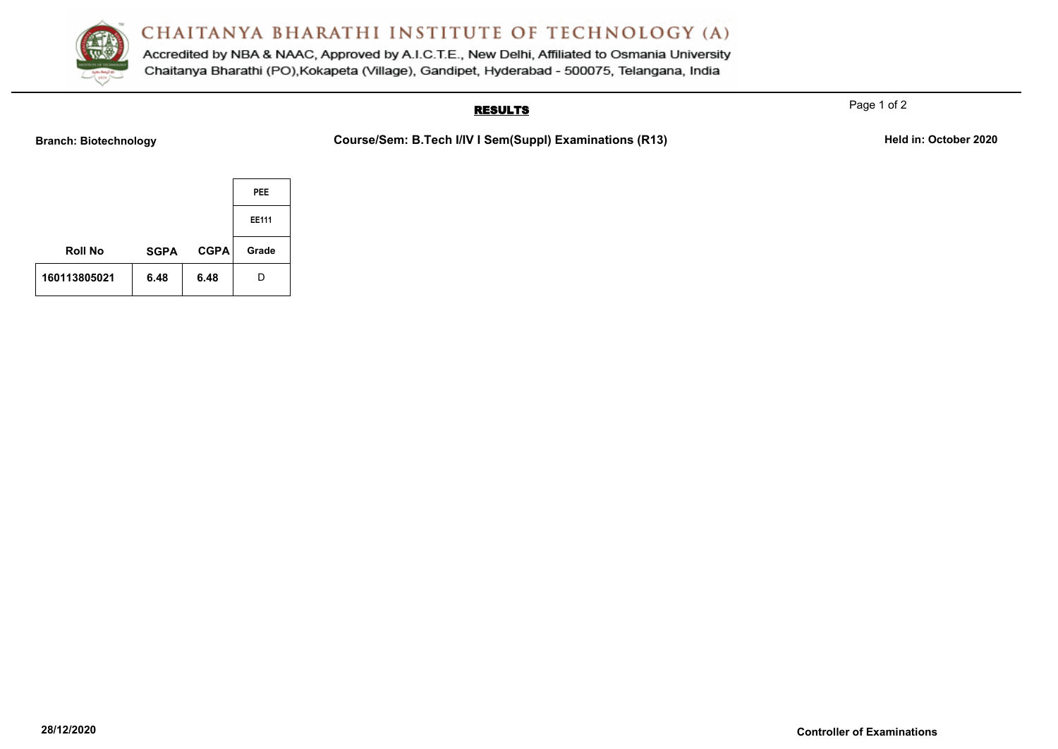# CHAITANYA BHARATHI INSTITUTE OF TECHNOLOGY (A)

Accredited by NBA & NAAC, Approved by A.I.C.T.E., New Delhi, Affiliated to Osmania University
Chaitanya Bharathi (PO),Kokapeta (Village), Gandipet, Hyderabad - 500075, Telangana, India

## RESULTS

**Branch: Biotechnology** **Course/Sem: B.Tech I/IV I Sem(Suppl) Examinations (R13)** **Held in: October 2020**

| | | | PEE |
|---|---|---|---|
| | | | EE111 |
| **Roll No** | **SGPA** | **CGPA** | **Grade** |
| **160113805021** | **6.48** | **6.48** | D |

**28/12/2020** **Controller of Examinations**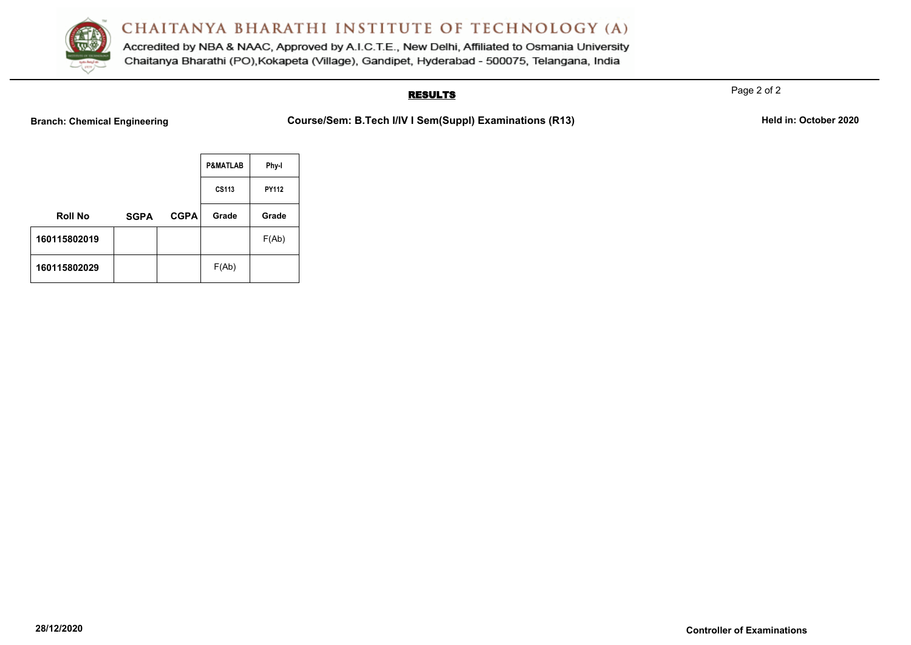# CHAITANYA BHARATHI INSTITUTE OF TECHNOLOGY (A)

Accredited by NBA & NAAC, Approved by A.I.C.T.E., New Delhi, Affiliated to Osmania University
Chaitanya Bharathi (PO),Kokapeta (Village), Gandipet, Hyderabad - 500075, Telangana, India

## RESULTS

**Branch: Chemical Engineering** **Course/Sem: B.Tech I/IV I Sem(Suppl) Examinations (R13)** **Held in: October 2020**

| | | | P&MATLAB | Phy-I |
|---|---|---|---|---|
| | | | CS113 | PY112 |
| **Roll No** | **SGPA** | **CGPA** | **Grade** | **Grade** |
| **160115802019** | | | | F(Ab) |
| **160115802029** | | | F(Ab) | |

**28/12/2020** **Controller of Examinations**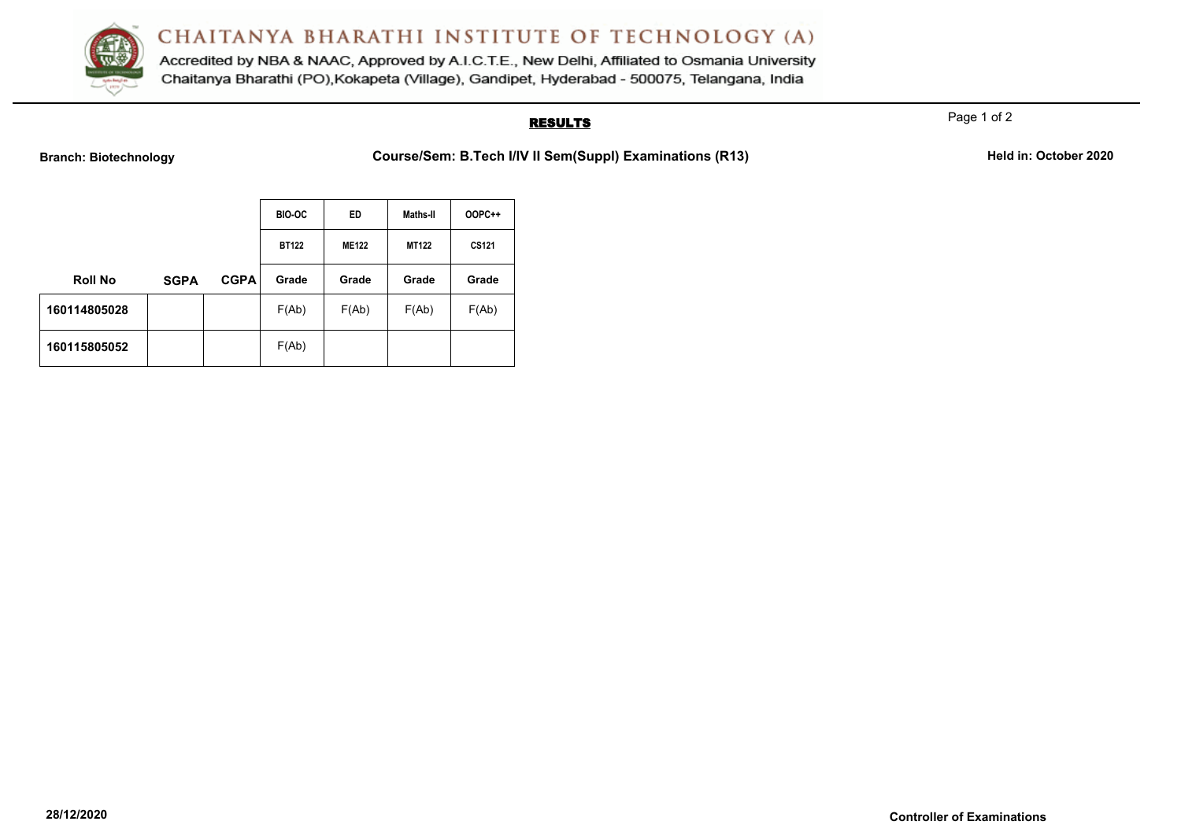# CHAITANYA BHARATHI INSTITUTE OF TECHNOLOGY (A)

Accredited by NBA & NAAC, Approved by A.I.C.T.E., New Delhi, Affiliated to Osmania University
Chaitanya Bharathi (PO),Kokapeta (Village), Gandipet, Hyderabad - 500075, Telangana, India

## RESULTS

**Branch: Biotechnology** **Course/Sem: B.Tech I/IV II Sem(Suppl) Examinations (R13)** **Held in: October 2020**

| | | | BIO-OC | ED | Maths-II | OOPC++ |
|---|---|---|---|---|---|---|
| | | | BT122 | ME122 | MT122 | CS121 |
| **Roll No** | **SGPA** | **CGPA** | **Grade** | **Grade** | **Grade** | **Grade** |
| **160114805028** | | | F(Ab) | F(Ab) | F(Ab) | F(Ab) |
| **160115805052** | | | F(Ab) | | | |

**28/12/2020** **Controller of Examinations**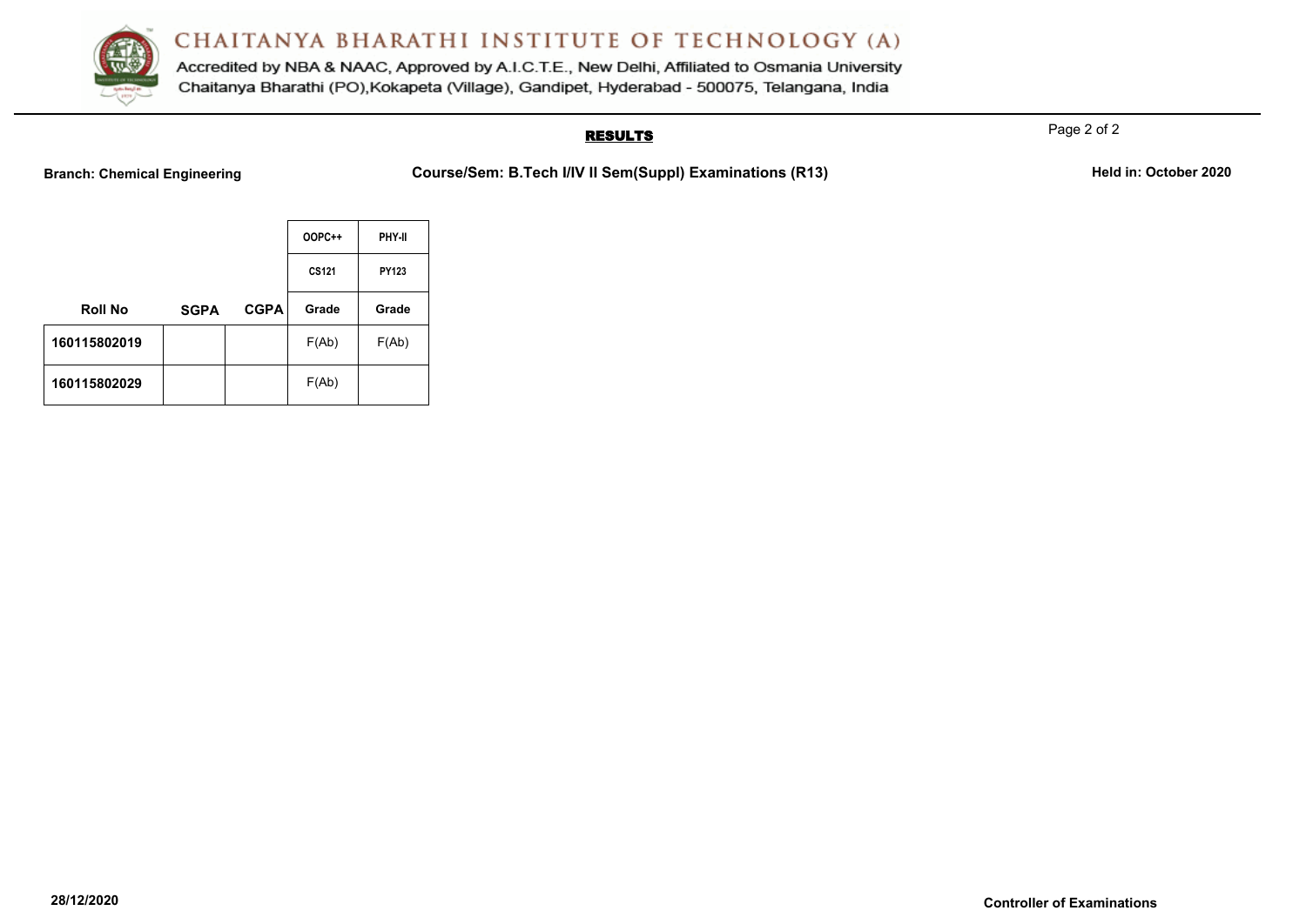# CHAITANYA BHARATHI INSTITUTE OF TECHNOLOGY (A)

Accredited by NBA & NAAC, Approved by A.I.C.T.E., New Delhi, Affiliated to Osmania University
Chaitanya Bharathi (PO),Kokapeta (Village), Gandipet, Hyderabad - 500075, Telangana, India

## RESULTS

**Branch: Chemical Engineering** **Course/Sem: B.Tech I/IV II Sem(Suppl) Examinations (R13)** **Held in: October 2020**

| | | | OOPC++ | PHY-II |
|---|---|---|---|---|
| | | | CS121 | PY123 |
| **Roll No** | **SGPA** | **CGPA** | **Grade** | **Grade** |
| **160115802019** | | | F(Ab) | F(Ab) |
| **160115802029** | | | F(Ab) | |

**28/12/2020** **Controller of Examinations**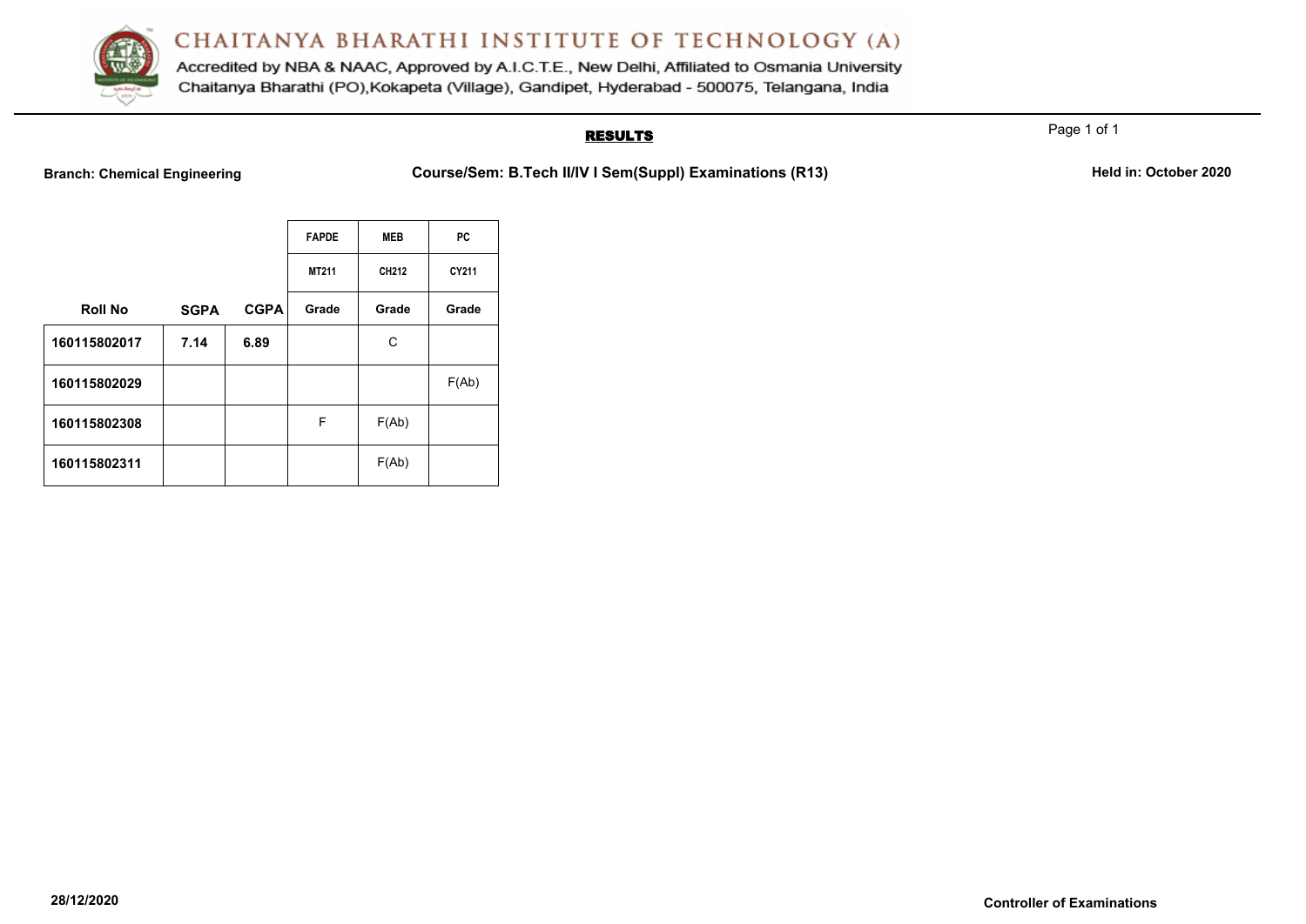# CHAITANYA BHARATHI INSTITUTE OF TECHNOLOGY (A)

Accredited by NBA & NAAC, Approved by A.I.C.T.E., New Delhi, Affiliated to Osmania University
Chaitanya Bharathi (PO),Kokapeta (Village), Gandipet, Hyderabad - 500075, Telangana, India

## RESULTS

**Branch: Chemical Engineering** **Course/Sem: B.Tech II/IV I Sem(Suppl) Examinations (R13)** **Held in: October 2020**

| | | | FAPDE | MEB | PC |
|---|---|---|---|---|---|
| | | | MT211 | CH212 | CY211 |
| **Roll No** | **SGPA** | **CGPA** | **Grade** | **Grade** | **Grade** |
| **160115802017** | **7.14** | **6.89** | | C | |
| **160115802029** | | | | | F(Ab) |
| **160115802308** | | | F | F(Ab) | |
| **160115802311** | | | | F(Ab) | |

**28/12/2020** **Controller of Examinations**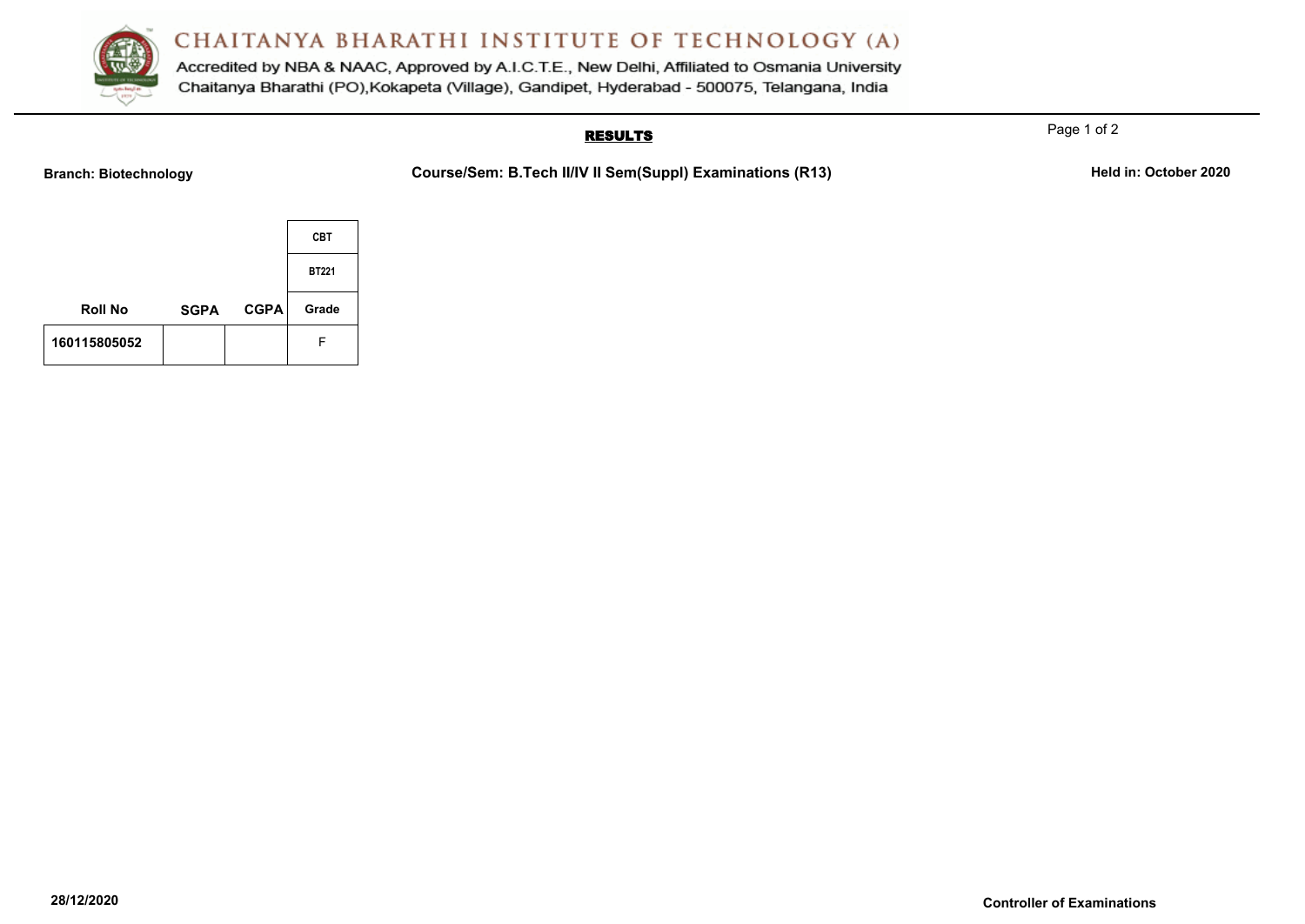# CHAITANYA BHARATHI INSTITUTE OF TECHNOLOGY (A)

Accredited by NBA & NAAC, Approved by A.I.C.T.E., New Delhi, Affiliated to Osmania University
Chaitanya Bharathi (PO),Kokapeta (Village), Gandipet, Hyderabad - 500075, Telangana, India

## RESULTS

**Branch: Biotechnology** | **Course/Sem: B.Tech II/IV II Sem(Suppl) Examinations (R13)** | **Held in: October 2020**

| | | | CBT |
|---|---|---|---|
| | | | BT221 |
| **Roll No** | **SGPA** | **CGPA** | **Grade** |
| 160115805052 | | | F |

**28/12/2020**

**Controller of Examinations**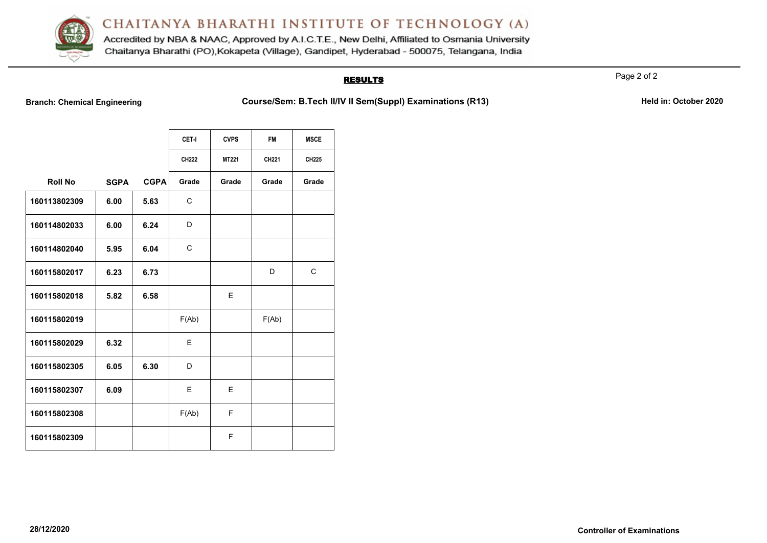# CHAITANYA BHARATHI INSTITUTE OF TECHNOLOGY (A)

Accredited by NBA & NAAC, Approved by A.I.C.T.E., New Delhi, Affiliated to Osmania University
Chaitanya Bharathi (PO),Kokapeta (Village), Gandipet, Hyderabad - 500075, Telangana, India

## RESULTS

**Branch: Chemical Engineering** **Course/Sem: B.Tech II/IV II Sem(Suppl) Examinations (R13)** **Held in: October 2020**

| | | | CET-I | CVPS | FM | MSCE |
|---|---|---|---|---|---|---|
| | | | CH222 | MT221 | CH221 | CH225 |
| **Roll No** | **SGPA** | **CGPA** | **Grade** | **Grade** | **Grade** | **Grade** |
| 160113802309 | 6.00 | 5.63 | C | | | |
| 160114802033 | 6.00 | 6.24 | D | | | |
| 160114802040 | 5.95 | 6.04 | C | | | |
| 160115802017 | 6.23 | 6.73 | | | D | C |
| 160115802018 | 5.82 | 6.58 | | E | | |
| 160115802019 | | | F(Ab) | | F(Ab) | |
| 160115802029 | 6.32 | | E | | | |
| 160115802305 | 6.05 | 6.30 | D | | | |
| 160115802307 | 6.09 | | E | E | | |
| 160115802308 | | | F(Ab) | F | | |
| 160115802309 | | | | F | | |

**28/12/2020** **Controller of Examinations**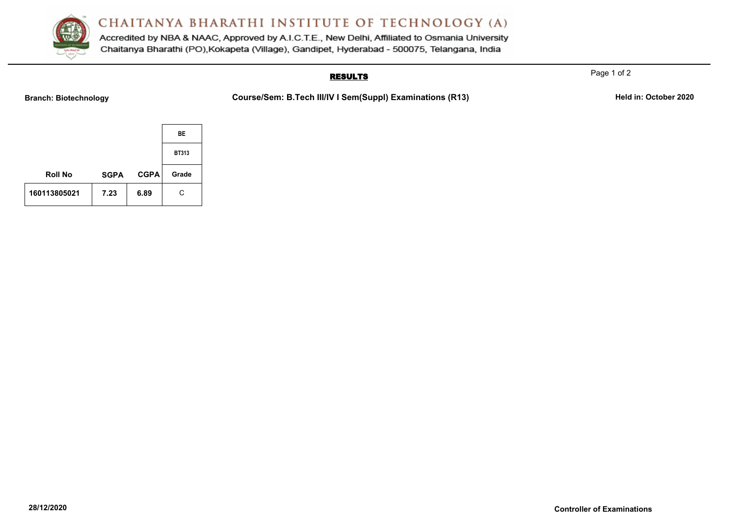# CHAITANYA BHARATHI INSTITUTE OF TECHNOLOGY (A)

Accredited by NBA & NAAC, Approved by A.I.C.T.E., New Delhi, Affiliated to Osmania University
Chaitanya Bharathi (PO),Kokapeta (Village), Gandipet, Hyderabad - 500075, Telangana, India

## RESULTS

**Branch: Biotechnology** **Course/Sem: B.Tech III/IV I Sem(Suppl) Examinations (R13)** **Held in: October 2020**

| | | | BE |
|---|---|---|---|
| | | | BT313 |
| Roll No | SGPA | CGPA | Grade |
| 160113805021 | 7.23 | 6.89 | C |

**28/12/2020** **Controller of Examinations**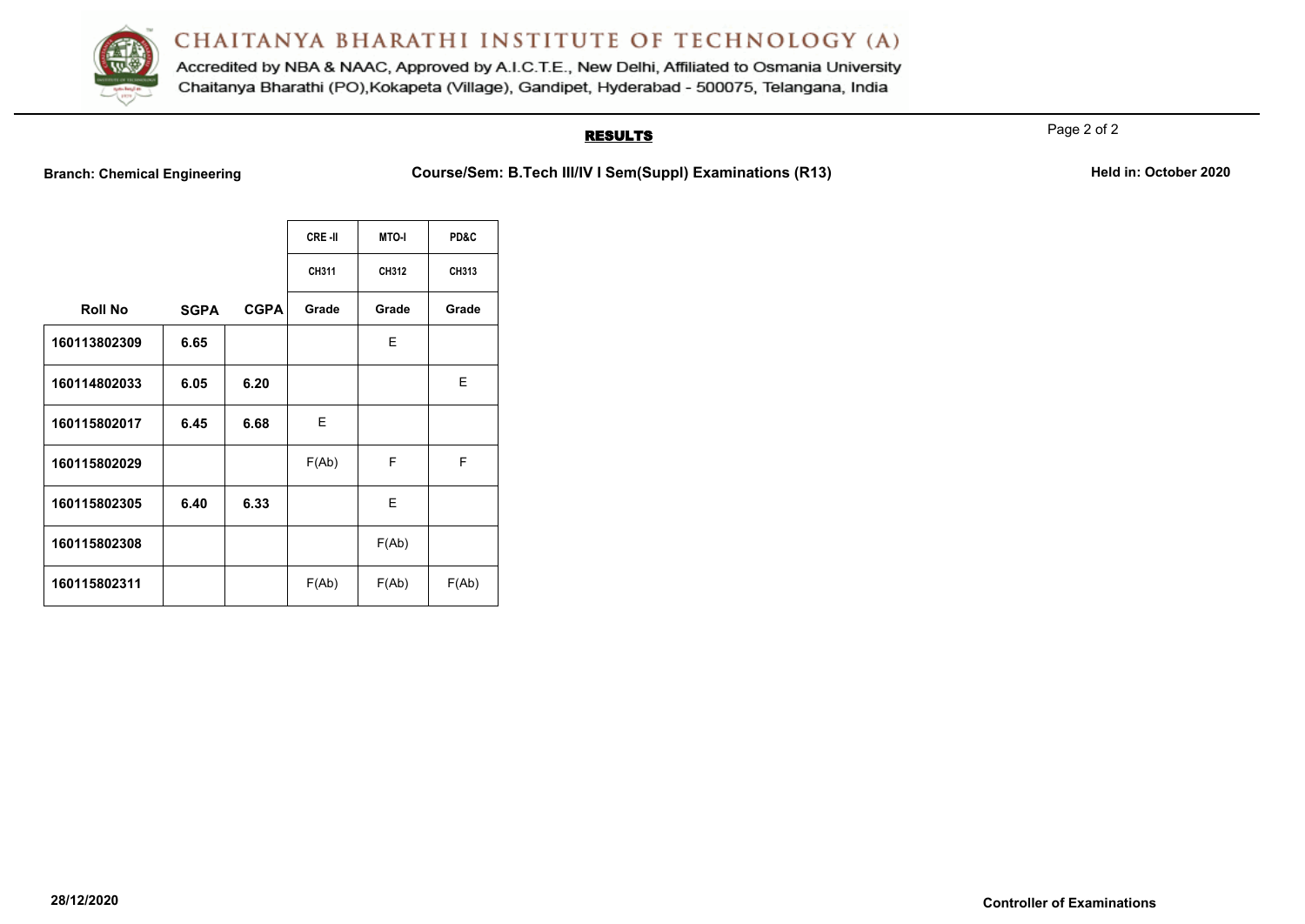# CHAITANYA BHARATHI INSTITUTE OF TECHNOLOGY (A)

Accredited by NBA & NAAC, Approved by A.I.C.T.E., New Delhi, Affiliated to Osmania University
Chaitanya Bharathi (PO),Kokapeta (Village), Gandipet, Hyderabad - 500075, Telangana, India

## RESULTS

**Branch: Chemical Engineering** **Course/Sem: B.Tech III/IV I Sem(Suppl) Examinations (R13)** **Held in: October 2020**

| | | | CRE -II | MTO-I | PD&C |
|---|---|---|---|---|---|
| | | | CH311 | CH312 | CH313 |
| **Roll No** | **SGPA** | **CGPA** | **Grade** | **Grade** | **Grade** |
| 160113802309 | 6.65 | | | E | |
| 160114802033 | 6.05 | 6.20 | | | E |
| 160115802017 | 6.45 | 6.68 | E | | |
| 160115802029 | | | F(Ab) | F | F |
| 160115802305 | 6.40 | 6.33 | | E | |
| 160115802308 | | | | F(Ab) | |
| 160115802311 | | | F(Ab) | F(Ab) | F(Ab) |

28/12/2020

**Controller of Examinations**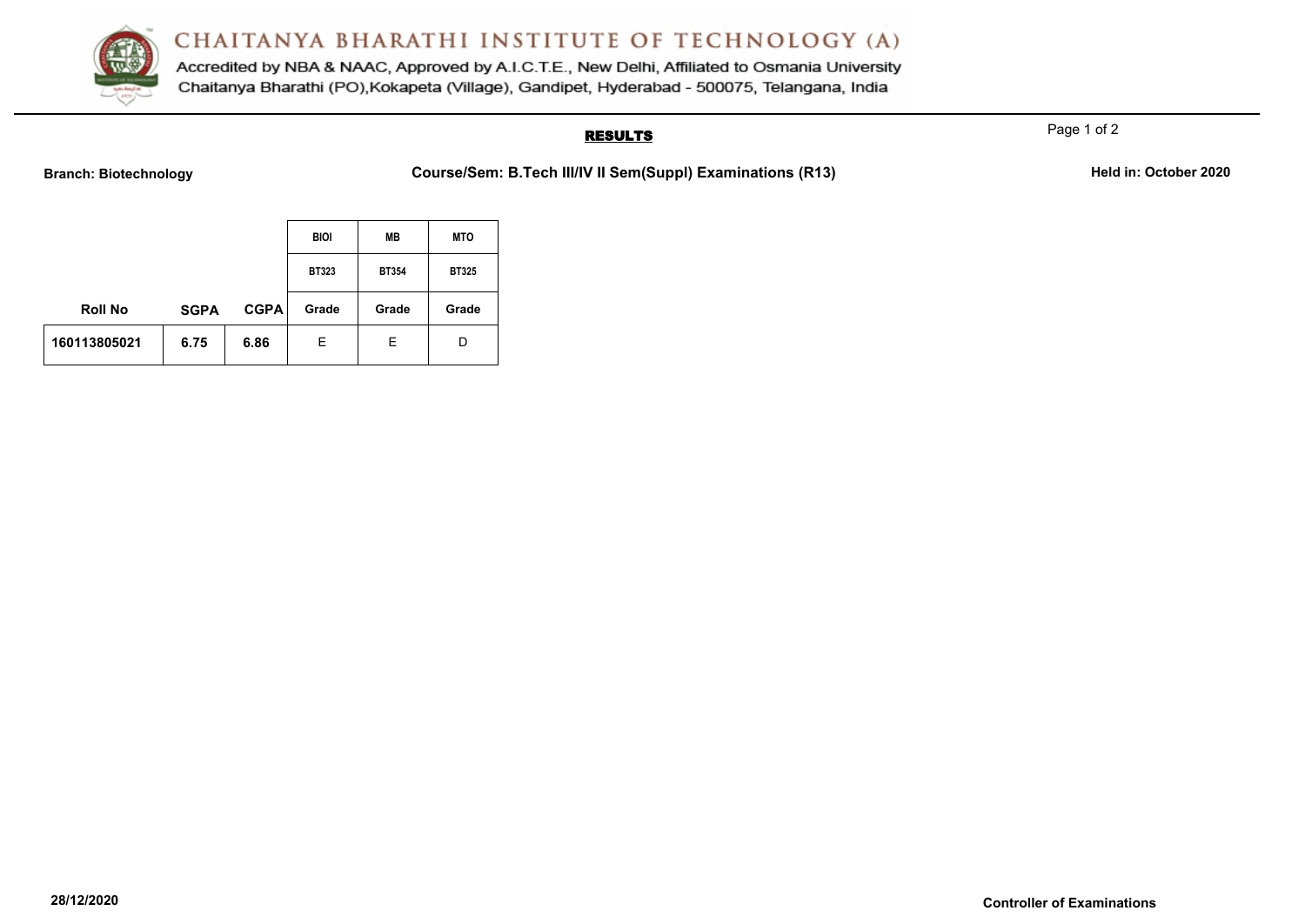# CHAITANYA BHARATHI INSTITUTE OF TECHNOLOGY (A)

Accredited by NBA & NAAC, Approved by A.I.C.T.E., New Delhi, Affiliated to Osmania University
Chaitanya Bharathi (PO),Kokapeta (Village), Gandipet, Hyderabad - 500075, Telangana, India

## RESULTS

**Branch: Biotechnology** **Course/Sem: B.Tech III/IV II Sem(Suppl) Examinations (R13)** **Held in: October 2020**

| | | | BIOI | MB | MTO |
|---|---|---|---|---|---|
| | | | BT323 | BT354 | BT325 |
| **Roll No** | **SGPA** | **CGPA** | **Grade** | **Grade** | **Grade** |
| 160113805021 | 6.75 | 6.86 | E | E | D |

**28/12/2020** **Controller of Examinations**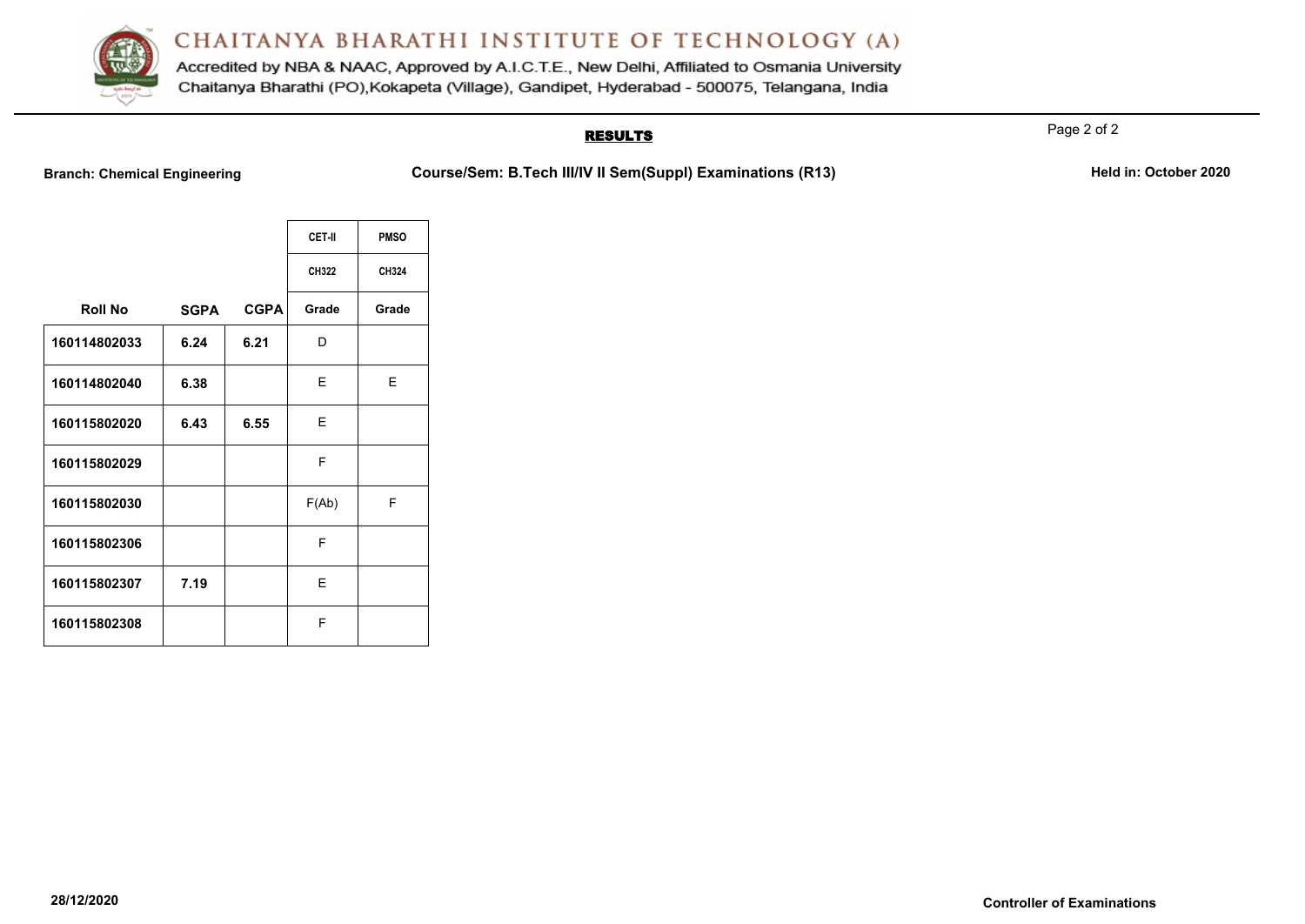# CHAITANYA BHARATHI INSTITUTE OF TECHNOLOGY (A)

Accredited by NBA & NAAC, Approved by A.I.C.T.E., New Delhi, Affiliated to Osmania University
Chaitanya Bharathi (PO),Kokapeta (Village), Gandipet, Hyderabad - 500075, Telangana, India

## RESULTS

**Branch: Chemical Engineering** **Course/Sem: B.Tech III/IV II Sem(Suppl) Examinations (R13)** **Held in: October 2020**

| | | | CET-II | PMSO |
|---|---|---|---|---|
| | | | CH322 | CH324 |
| **Roll No** | **SGPA** | **CGPA** | **Grade** | **Grade** |
| 160114802033 | 6.24 | 6.21 | D | |
| 160114802040 | 6.38 | | E | E |
| 160115802020 | 6.43 | 6.55 | E | |
| 160115802029 | | | F | |
| 160115802030 | | | F(Ab) | F |
| 160115802306 | | | F | |
| 160115802307 | 7.19 | | E | |
| 160115802308 | | | F | |

**28/12/2020** **Controller of Examinations**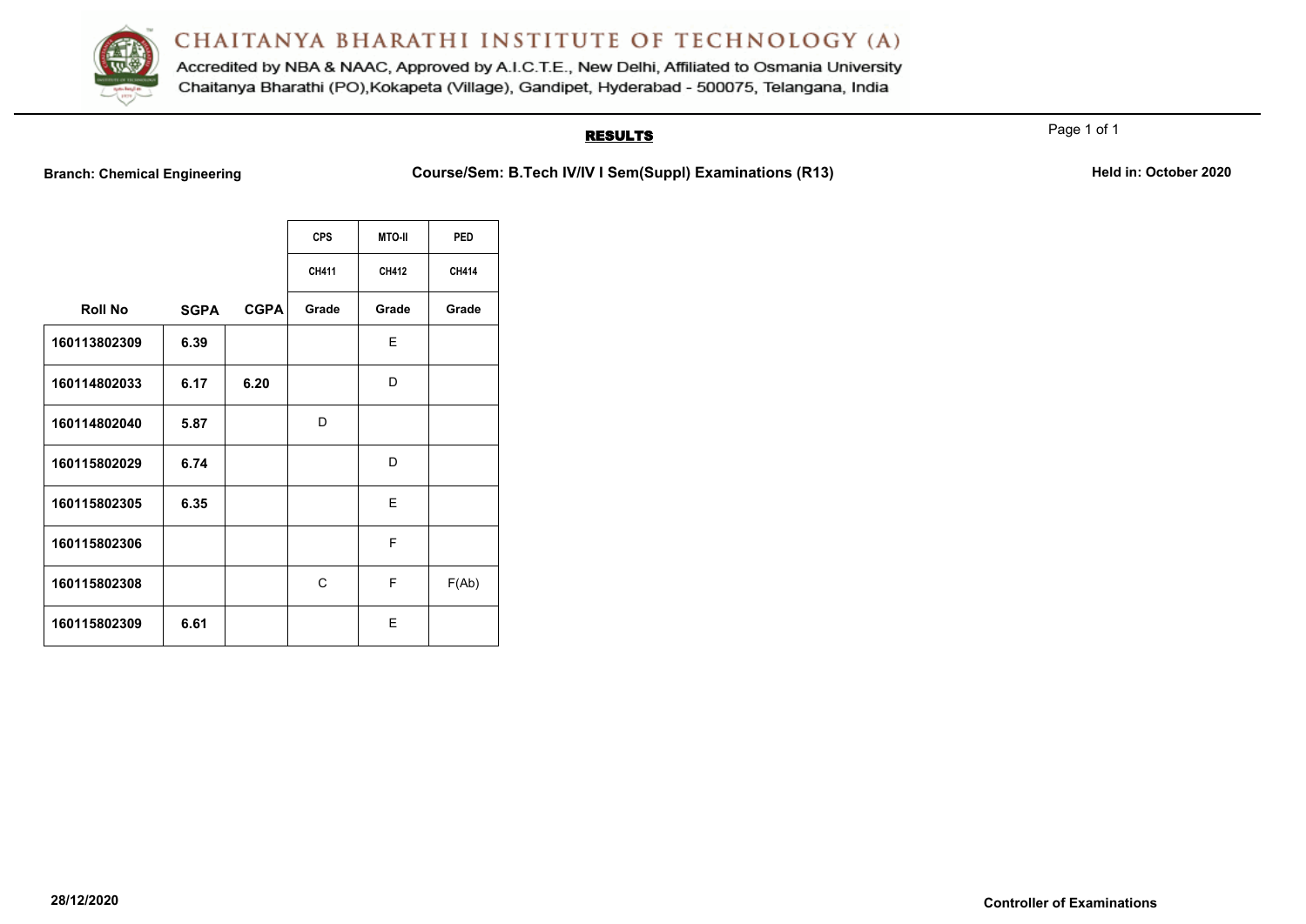# CHAITANYA BHARATHI INSTITUTE OF TECHNOLOGY (A)

Accredited by NBA & NAAC, Approved by A.I.C.T.E., New Delhi, Affiliated to Osmania University
Chaitanya Bharathi (PO),Kokapeta (Village), Gandipet, Hyderabad - 500075, Telangana, India

## RESULTS

**Branch: Chemical Engineering** **Course/Sem: B.Tech IV/IV I Sem(Suppl) Examinations (R13)** **Held in: October 2020**

| | | | CPS | MTO-II | PED |
|---|---|---|---|---|---|
| | | | CH411 | CH412 | CH414 |
| **Roll No** | **SGPA** | **CGPA** | **Grade** | **Grade** | **Grade** |
| 160113802309 | 6.39 | | | E | |
| 160114802033 | 6.17 | 6.20 | | D | |
| 160114802040 | 5.87 | | D | | |
| 160115802029 | 6.74 | | | D | |
| 160115802305 | 6.35 | | | E | |
| 160115802306 | | | | F | |
| 160115802308 | | | C | F | F(Ab) |
| 160115802309 | 6.61 | | | E | |

**28/12/2020** **Controller of Examinations**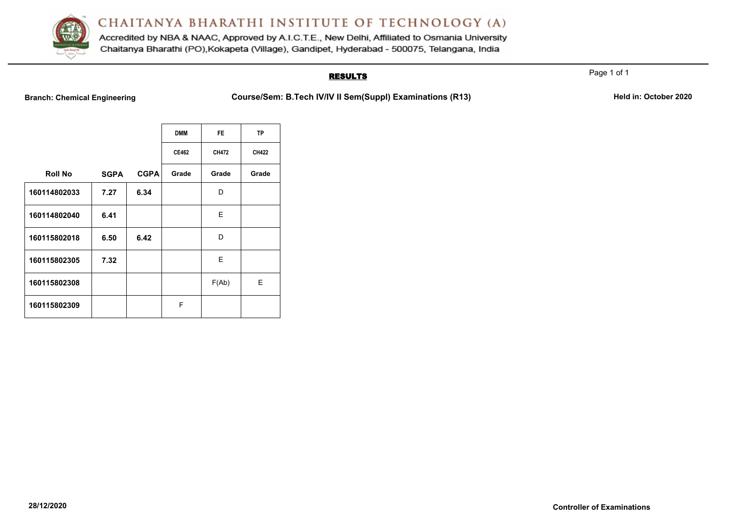# CHAITANYA BHARATHI INSTITUTE OF TECHNOLOGY (A)

Accredited by NBA & NAAC, Approved by A.I.C.T.E., New Delhi, Affiliated to Osmania University
Chaitanya Bharathi (PO),Kokapeta (Village), Gandipet, Hyderabad - 500075, Telangana, India

## RESULTS

**Branch: Chemical Engineering** **Course/Sem: B.Tech IV/IV II Sem(Suppl) Examinations (R13)** **Held in: October 2020**

| | | | DMM | FE | TP |
|---|---|---|---|---|---|
| | | | CE462 | CH472 | CH422 |
| Roll No | SGPA | CGPA | Grade | Grade | Grade |
| 160114802033 | 7.27 | 6.34 | | D | |
| 160114802040 | 6.41 | | | E | |
| 160115802018 | 6.50 | 6.42 | | D | |
| 160115802305 | 7.32 | | | E | |
| 160115802308 | | | | F(Ab) | E |
| 160115802309 | | | F | | |

**28/12/2020**

**Controller of Examinations**